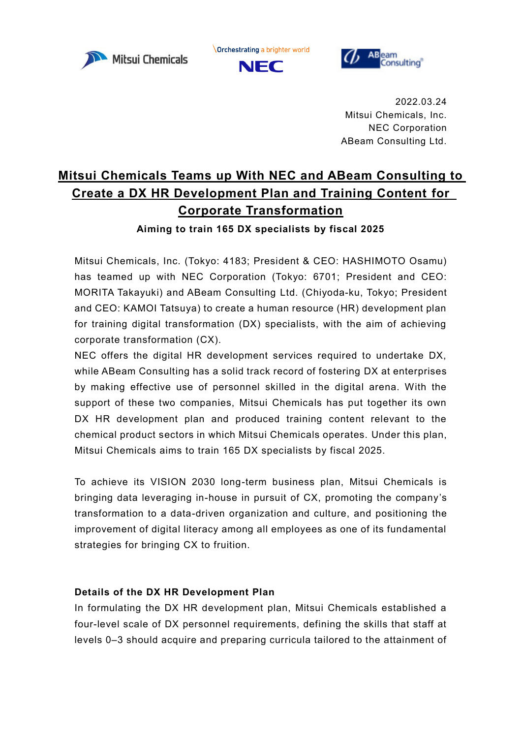Mitsui Chemicals | NEC Orchestrating a brighter world | ABeam Consulting

2022.03.24
Mitsui Chemicals, Inc.
NEC Corporation
ABeam Consulting Ltd.

# Mitsui Chemicals Teams up With NEC and ABeam Consulting to Create a DX HR Development Plan and Training Content for Corporate Transformation

**Aiming to train 165 DX specialists by fiscal 2025**

Mitsui Chemicals, Inc. (Tokyo: 4183; President & CEO: HASHIMOTO Osamu) has teamed up with NEC Corporation (Tokyo: 6701; President and CEO: MORITA Takayuki) and ABeam Consulting Ltd. (Chiyoda-ku, Tokyo; President and CEO: KAMOI Tatsuya) to create a human resource (HR) development plan for training digital transformation (DX) specialists, with the aim of achieving corporate transformation (CX).

NEC offers the digital HR development services required to undertake DX, while ABeam Consulting has a solid track record of fostering DX at enterprises by making effective use of personnel skilled in the digital arena. With the support of these two companies, Mitsui Chemicals has put together its own DX HR development plan and produced training content relevant to the chemical product sectors in which Mitsui Chemicals operates. Under this plan, Mitsui Chemicals aims to train 165 DX specialists by fiscal 2025.

To achieve its VISION 2030 long-term business plan, Mitsui Chemicals is bringing data leveraging in-house in pursuit of CX, promoting the company's transformation to a data-driven organization and culture, and positioning the improvement of digital literacy among all employees as one of its fundamental strategies for bringing CX to fruition.

**Details of the DX HR Development Plan**

In formulating the DX HR development plan, Mitsui Chemicals established a four-level scale of DX personnel requirements, defining the skills that staff at levels 0–3 should acquire and preparing curricula tailored to the attainment of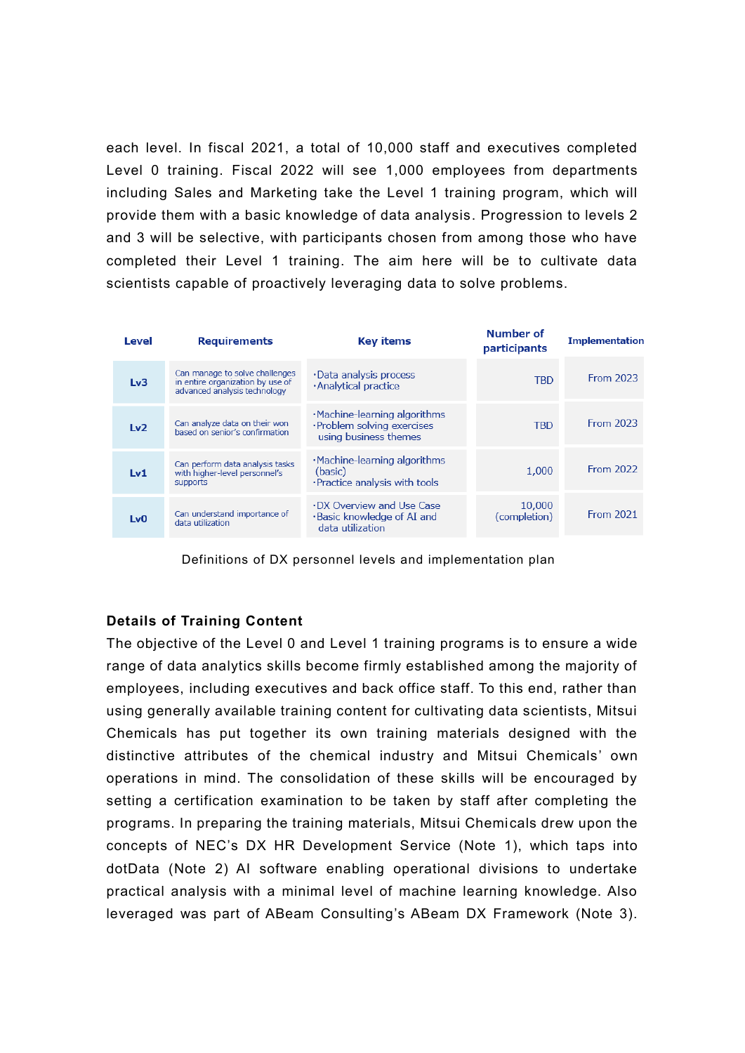each level. In fiscal 2021, a total of 10,000 staff and executives completed Level 0 training. Fiscal 2022 will see 1,000 employees from departments including Sales and Marketing take the Level 1 training program, which will provide them with a basic knowledge of data analysis. Progression to levels 2 and 3 will be selective, with participants chosen from among those who have completed their Level 1 training. The aim here will be to cultivate data scientists capable of proactively leveraging data to solve problems.

| Level | Requirements | Key items | Number of participants | Implementation |
|---|---|---|---|---|
| Lv3 | Can manage to solve challenges in entire organization by use of advanced analysis technology | ·Data analysis process<br>·Analytical practice | TBD | From 2023 |
| Lv2 | Can analyze data on their won based on senior's confirmation | ·Machine-learning algorithms<br>·Problem solving exercises using business themes | TBD | From 2023 |
| Lv1 | Can perform data analysis tasks with higher-level personnel's supports | ·Machine-learning algorithms (basic)<br>·Practice analysis with tools | 1,000 | From 2022 |
| Lv0 | Can understand importance of data utilization | ·DX Overview and Use Case<br>·Basic knowledge of AI and data utilization | 10,000 (completion) | From 2021 |

Definitions of DX personnel levels and implementation plan

**Details of Training Content**

The objective of the Level 0 and Level 1 training programs is to ensure a wide range of data analytics skills become firmly established among the majority of employees, including executives and back office staff. To this end, rather than using generally available training content for cultivating data scientists, Mitsui Chemicals has put together its own training materials designed with the distinctive attributes of the chemical industry and Mitsui Chemicals' own operations in mind. The consolidation of these skills will be encouraged by setting a certification examination to be taken by staff after completing the programs. In preparing the training materials, Mitsui Chemicals drew upon the concepts of NEC's DX HR Development Service (Note 1), which taps into dotData (Note 2) AI software enabling operational divisions to undertake practical analysis with a minimal level of machine learning knowledge. Also leveraged was part of ABeam Consulting's ABeam DX Framework (Note 3).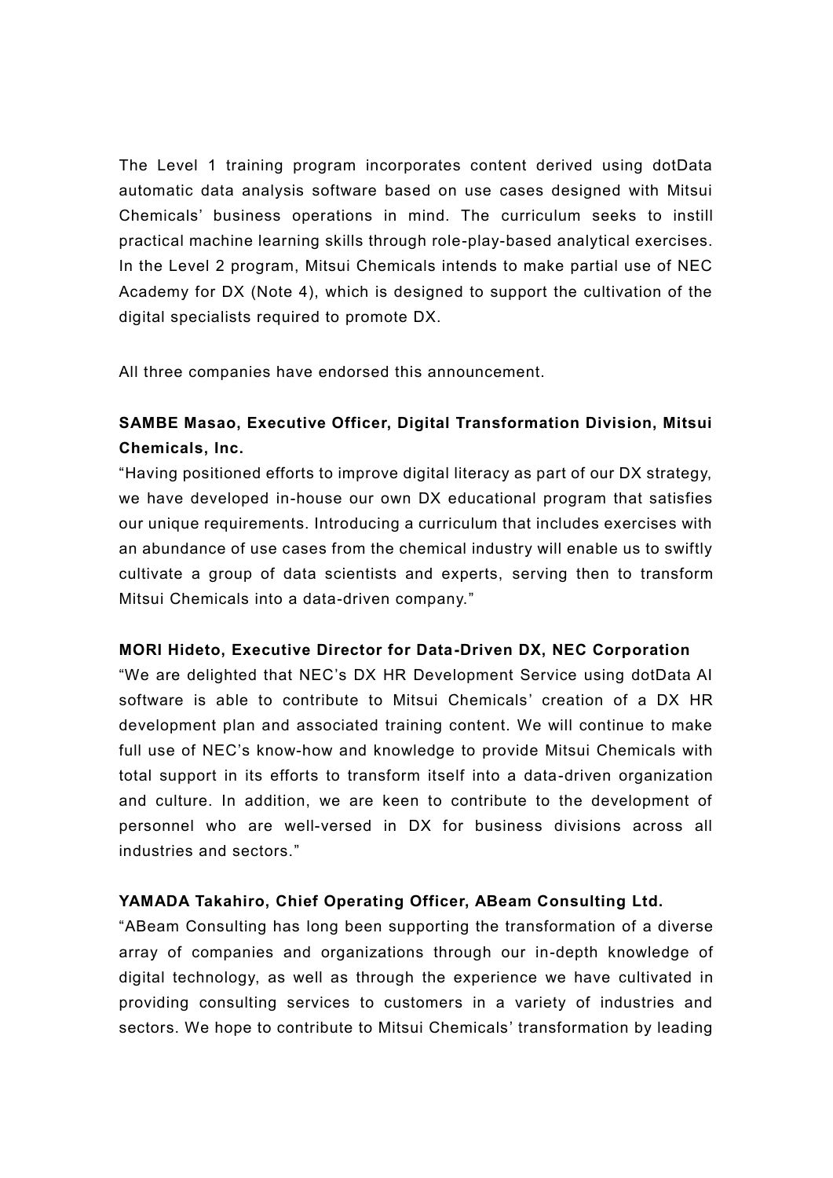The Level 1 training program incorporates content derived using dotData automatic data analysis software based on use cases designed with Mitsui Chemicals' business operations in mind. The curriculum seeks to instill practical machine learning skills through role-play-based analytical exercises. In the Level 2 program, Mitsui Chemicals intends to make partial use of NEC Academy for DX (Note 4), which is designed to support the cultivation of the digital specialists required to promote DX.

All three companies have endorsed this announcement.

**SAMBE Masao, Executive Officer, Digital Transformation Division, Mitsui Chemicals, Inc.**

"Having positioned efforts to improve digital literacy as part of our DX strategy, we have developed in-house our own DX educational program that satisfies our unique requirements. Introducing a curriculum that includes exercises with an abundance of use cases from the chemical industry will enable us to swiftly cultivate a group of data scientists and experts, serving then to transform Mitsui Chemicals into a data-driven company."

**MORI Hideto, Executive Director for Data-Driven DX, NEC Corporation**

"We are delighted that NEC's DX HR Development Service using dotData AI software is able to contribute to Mitsui Chemicals' creation of a DX HR development plan and associated training content. We will continue to make full use of NEC's know-how and knowledge to provide Mitsui Chemicals with total support in its efforts to transform itself into a data-driven organization and culture. In addition, we are keen to contribute to the development of personnel who are well-versed in DX for business divisions across all industries and sectors."

**YAMADA Takahiro, Chief Operating Officer, ABeam Consulting Ltd.**

"ABeam Consulting has long been supporting the transformation of a diverse array of companies and organizations through our in-depth knowledge of digital technology, as well as through the experience we have cultivated in providing consulting services to customers in a variety of industries and sectors. We hope to contribute to Mitsui Chemicals' transformation by leading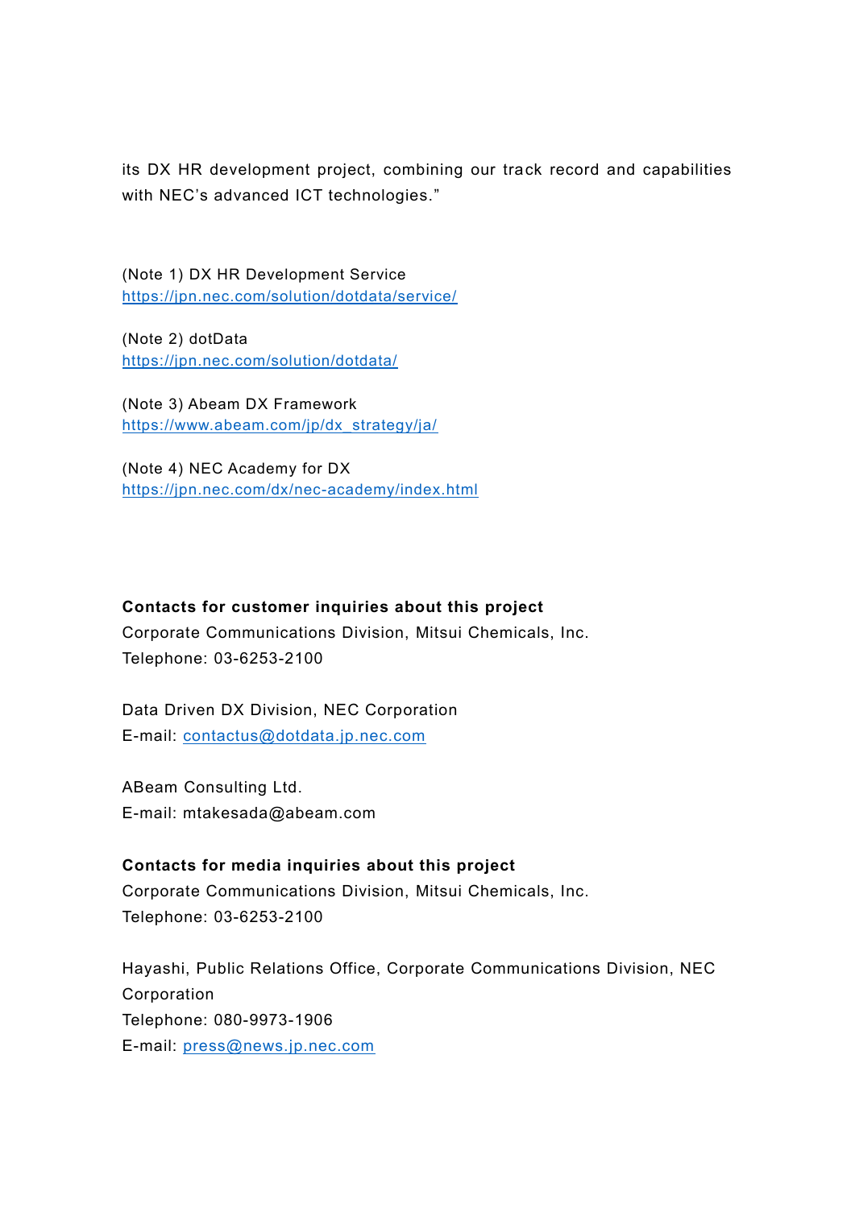its DX HR development project, combining our track record and capabilities with NEC's advanced ICT technologies."

(Note 1) DX HR Development Service
https://jpn.nec.com/solution/dotdata/service/

(Note 2) dotData
https://jpn.nec.com/solution/dotdata/

(Note 3) Abeam DX Framework
https://www.abeam.com/jp/dx_strategy/ja/

(Note 4) NEC Academy for DX
https://jpn.nec.com/dx/nec-academy/index.html

**Contacts for customer inquiries about this project**

Corporate Communications Division, Mitsui Chemicals, Inc.
Telephone: 03-6253-2100

Data Driven DX Division, NEC Corporation
E-mail: contactus@dotdata.jp.nec.com

ABeam Consulting Ltd.
E-mail: mtakesada@abeam.com

**Contacts for media inquiries about this project**

Corporate Communications Division, Mitsui Chemicals, Inc.
Telephone: 03-6253-2100

Hayashi, Public Relations Office, Corporate Communications Division, NEC Corporation
Telephone: 080-9973-1906
E-mail: press@news.jp.nec.com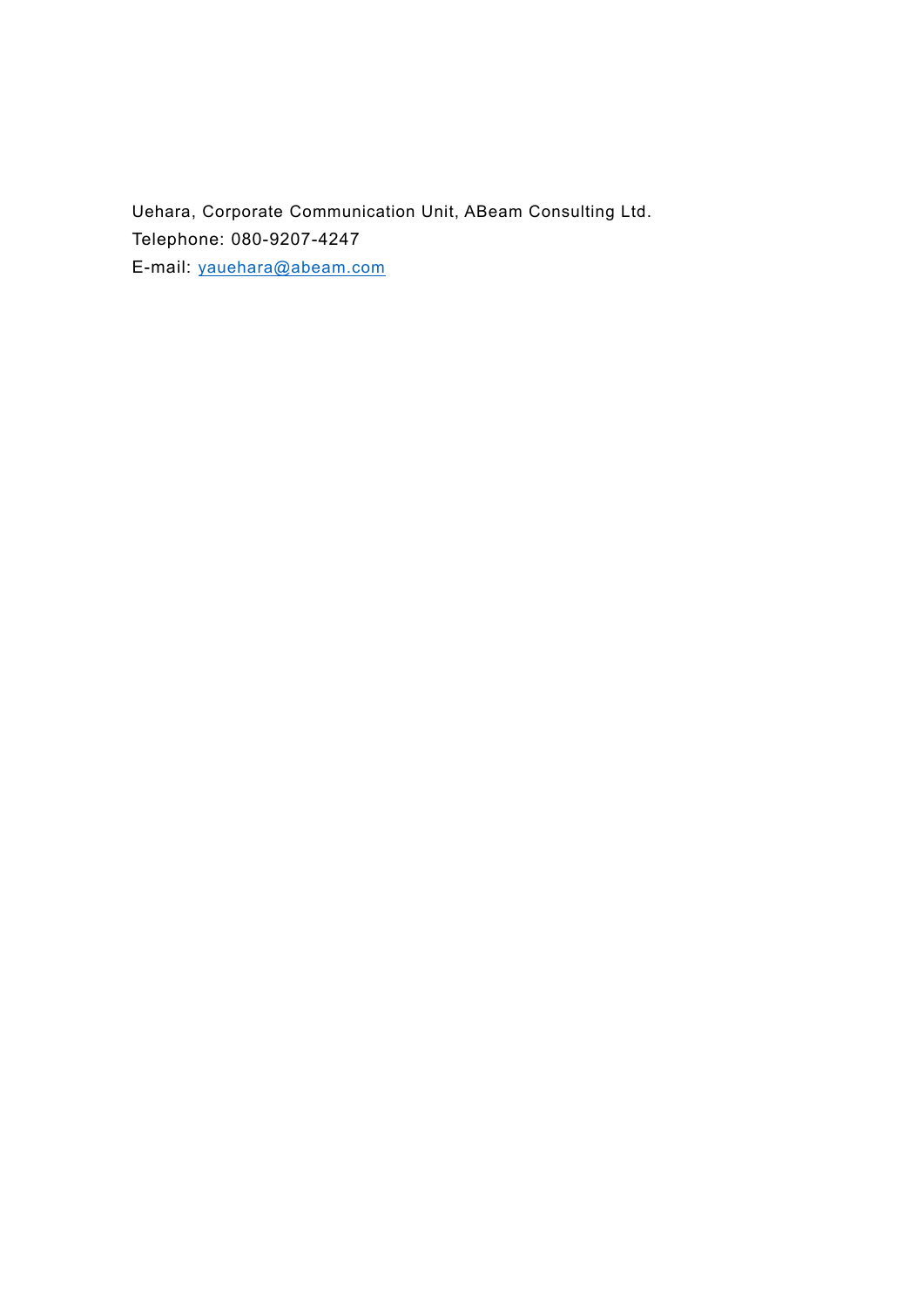Uehara, Corporate Communication Unit, ABeam Consulting Ltd.
Telephone: 080-9207-4247
E-mail: yauehara@abeam.com